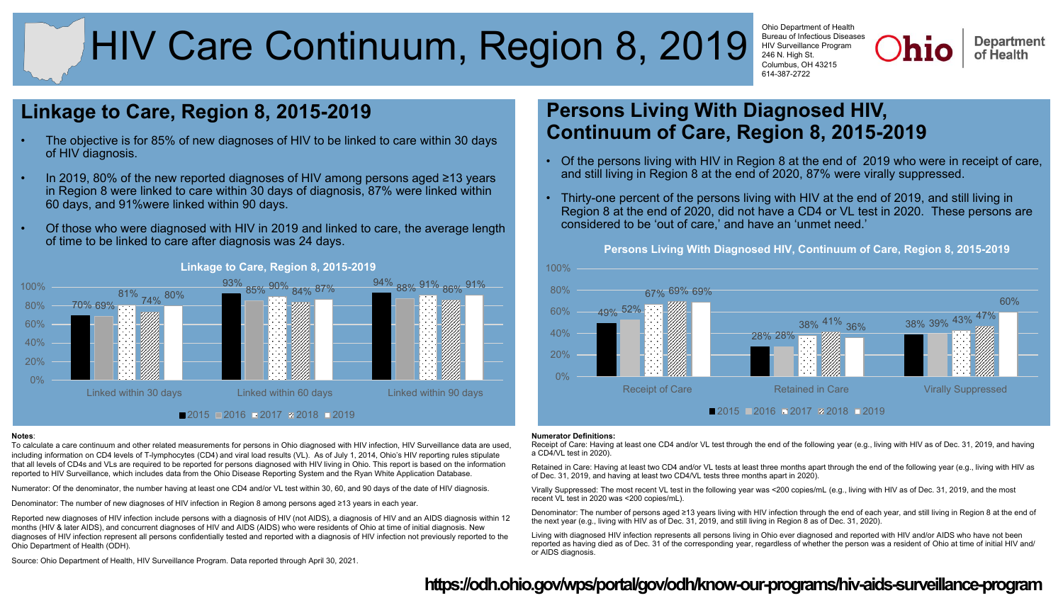# HIV Care Continuum, Region 8, 2019

Ohio Department of Health
Bureau of Infectious Diseases
HIV Surveillance Program
246 N. High St.
Columbus, OH 43215
614-387-2722

Ohio Department of Health

## Linkage to Care, Region 8, 2015-2019

- The objective is for 85% of new diagnoses of HIV to be linked to care within 30 days of HIV diagnosis.
- In 2019, 80% of the new reported diagnoses of HIV among persons aged ≥13 years in Region 8 were linked to care within 30 days of diagnosis, 87% were linked within 60 days, and 91%were linked within 90 days.
- Of those who were diagnosed with HIV in 2019 and linked to care, the average length of time to be linked to care after diagnosis was 24 days.

**Linkage to Care, Region 8, 2015-2019**

| | 2015 | 2016 | 2017 | 2018 | 2019 |
|---|---|---|---|---|---|
| Linked within 30 days | 70% | 69% | 81% | 74% | 80% |
| Linked within 60 days | 93% | 85% | 90% | 84% | 87% |
| Linked within 90 days | 94% | 88% | 91% | 86% | 91% |

## Persons Living With Diagnosed HIV, Continuum of Care, Region 8, 2015-2019

- Of the persons living with HIV in Region 8 at the end of 2019 who were in receipt of care, and still living in Region 8 at the end of 2020, 87% were virally suppressed.
- Thirty-one percent of the persons living with HIV at the end of 2019, and still living in Region 8 at the end of 2020, did not have a CD4 or VL test in 2020. These persons are considered to be 'out of care,' and have an 'unmet need.'

**Persons Living With Diagnosed HIV, Continuum of Care, Region 8, 2015-2019**

| | 2015 | 2016 | 2017 | 2018 | 2019 |
|---|---|---|---|---|---|
| Receipt of Care | 49% | 52% | 67% | 69% | 69% |
| Retained in Care | 28% | 28% | 38% | 41% | 36% |
| Virally Suppressed | 38% | 39% | 43% | 47% | 60% |

**Notes**:

To calculate a care continuum and other related measurements for persons in Ohio diagnosed with HIV infection, HIV Surveillance data are used, including information on CD4 levels of T-lymphocytes (CD4) and viral load results (VL). As of July 1, 2014, Ohio's HIV reporting rules stipulate that all levels of CD4s and VLs are required to be reported for persons diagnosed with HIV living in Ohio. This report is based on the information reported to HIV Surveillance, which includes data from the Ohio Disease Reporting System and the Ryan White Application Database.

Numerator: Of the denominator, the number having at least one CD4 and/or VL test within 30, 60, and 90 days of the date of HIV diagnosis.

Denominator: The number of new diagnoses of HIV infection in Region 8 among persons aged ≥13 years in each year.

Reported new diagnoses of HIV infection include persons with a diagnosis of HIV (not AIDS), a diagnosis of HIV and an AIDS diagnosis within 12 months (HIV & later AIDS), and concurrent diagnoses of HIV and AIDS (AIDS) who were residents of Ohio at time of initial diagnosis. New diagnoses of HIV infection represent all persons confidentially tested and reported with a diagnosis of HIV infection not previously reported to the Ohio Department of Health (ODH).

Source: Ohio Department of Health, HIV Surveillance Program. Data reported through April 30, 2021.

**Numerator Definitions:**

Receipt of Care: Having at least one CD4 and/or VL test through the end of the following year (e.g., living with HIV as of Dec. 31, 2019, and having a CD4/VL test in 2020).

Retained in Care: Having at least two CD4 and/or VL tests at least three months apart through the end of the following year (e.g., living with HIV as of Dec. 31, 2019, and having at least two CD4/VL tests three months apart in 2020).

Virally Suppressed: The most recent VL test in the following year was <200 copies/mL (e.g., living with HIV as of Dec. 31, 2019, and the most recent VL test in 2020 was <200 copies/mL).

Denominator: The number of persons aged ≥13 years living with HIV infection through the end of each year, and still living in Region 8 at the end of the next year (e.g., living with HIV as of Dec. 31, 2019, and still living in Region 8 as of Dec. 31, 2020).

Living with diagnosed HIV infection represents all persons living in Ohio ever diagnosed and reported with HIV and/or AIDS who have not been reported as having died as of Dec. 31 of the corresponding year, regardless of whether the person was a resident of Ohio at time of initial HIV and/or AIDS diagnosis.

**https://odh.ohio.gov/wps/portal/gov/odh/know-our-programs/hiv-aids-surveillance-program**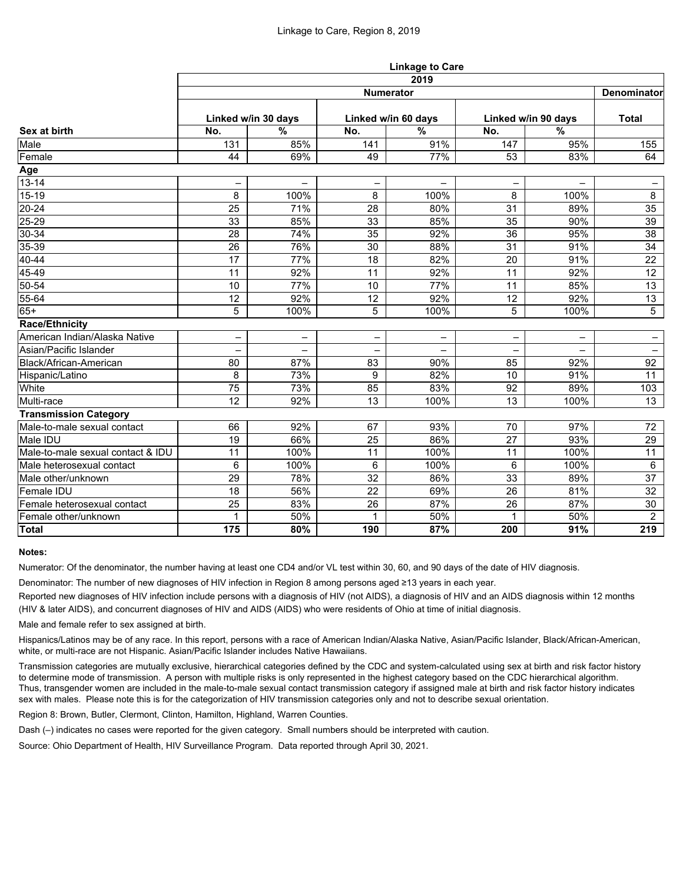# Linkage to Care, Region 8, 2019

| | Linkage to Care | | | | | | |
|---|---|---|---|---|---|---|---|
| | 2019 | | | | | | |
| | Numerator | | | | | | Denominator |
| | Linked w/in 30 days | | Linked w/in 60 days | | Linked w/in 90 days | | Total |
| **Sex at birth** | **No.** | **%** | **No.** | **%** | **No.** | **%** | |
| Male | 131 | 85% | 141 | 91% | 147 | 95% | 155 |
| Female | 44 | 69% | 49 | 77% | 53 | 83% | 64 |
| **Age** | | | | | | | |
| 13-14 | – | – | – | – | – | – | – |
| 15-19 | 8 | 100% | 8 | 100% | 8 | 100% | 8 |
| 20-24 | 25 | 71% | 28 | 80% | 31 | 89% | 35 |
| 25-29 | 33 | 85% | 33 | 85% | 35 | 90% | 39 |
| 30-34 | 28 | 74% | 35 | 92% | 36 | 95% | 38 |
| 35-39 | 26 | 76% | 30 | 88% | 31 | 91% | 34 |
| 40-44 | 17 | 77% | 18 | 82% | 20 | 91% | 22 |
| 45-49 | 11 | 92% | 11 | 92% | 11 | 92% | 12 |
| 50-54 | 10 | 77% | 10 | 77% | 11 | 85% | 13 |
| 55-64 | 12 | 92% | 12 | 92% | 12 | 92% | 13 |
| 65+ | 5 | 100% | 5 | 100% | 5 | 100% | 5 |
| **Race/Ethnicity** | | | | | | | |
| American Indian/Alaska Native | – | – | – | – | – | – | – |
| Asian/Pacific Islander | – | – | – | – | – | – | – |
| Black/African-American | 80 | 87% | 83 | 90% | 85 | 92% | 92 |
| Hispanic/Latino | 8 | 73% | 9 | 82% | 10 | 91% | 11 |
| White | 75 | 73% | 85 | 83% | 92 | 89% | 103 |
| Multi-race | 12 | 92% | 13 | 100% | 13 | 100% | 13 |
| **Transmission Category** | | | | | | | |
| Male-to-male sexual contact | 66 | 92% | 67 | 93% | 70 | 97% | 72 |
| Male IDU | 19 | 66% | 25 | 86% | 27 | 93% | 29 |
| Male-to-male sexual contact & IDU | 11 | 100% | 11 | 100% | 11 | 100% | 11 |
| Male heterosexual contact | 6 | 100% | 6 | 100% | 6 | 100% | 6 |
| Male other/unknown | 29 | 78% | 32 | 86% | 33 | 89% | 37 |
| Female IDU | 18 | 56% | 22 | 69% | 26 | 81% | 32 |
| Female heterosexual contact | 25 | 83% | 26 | 87% | 26 | 87% | 30 |
| Female other/unknown | 1 | 50% | 1 | 50% | 1 | 50% | 2 |
| **Total** | **175** | **80%** | **190** | **87%** | **200** | **91%** | **219** |

**Notes:**

Numerator: Of the denominator, the number having at least one CD4 and/or VL test within 30, 60, and 90 days of the date of HIV diagnosis.

Denominator: The number of new diagnoses of HIV infection in Region 8 among persons aged ≥13 years in each year.

Reported new diagnoses of HIV infection include persons with a diagnosis of HIV (not AIDS), a diagnosis of HIV and an AIDS diagnosis within 12 months (HIV & later AIDS), and concurrent diagnoses of HIV and AIDS (AIDS) who were residents of Ohio at time of initial diagnosis.

Male and female refer to sex assigned at birth.

Hispanics/Latinos may be of any race. In this report, persons with a race of American Indian/Alaska Native, Asian/Pacific Islander, Black/African-American, white, or multi-race are not Hispanic. Asian/Pacific Islander includes Native Hawaiians.

Transmission categories are mutually exclusive, hierarchical categories defined by the CDC and system-calculated using sex at birth and risk factor history to determine mode of transmission. A person with multiple risks is only represented in the highest category based on the CDC hierarchical algorithm. Thus, transgender women are included in the male-to-male sexual contact transmission category if assigned male at birth and risk factor history indicates sex with males. Please note this is for the categorization of HIV transmission categories only and not to describe sexual orientation.

Region 8: Brown, Butler, Clermont, Clinton, Hamilton, Highland, Warren Counties.

Dash (–) indicates no cases were reported for the given category. Small numbers should be interpreted with caution.

Source: Ohio Department of Health, HIV Surveillance Program. Data reported through April 30, 2021.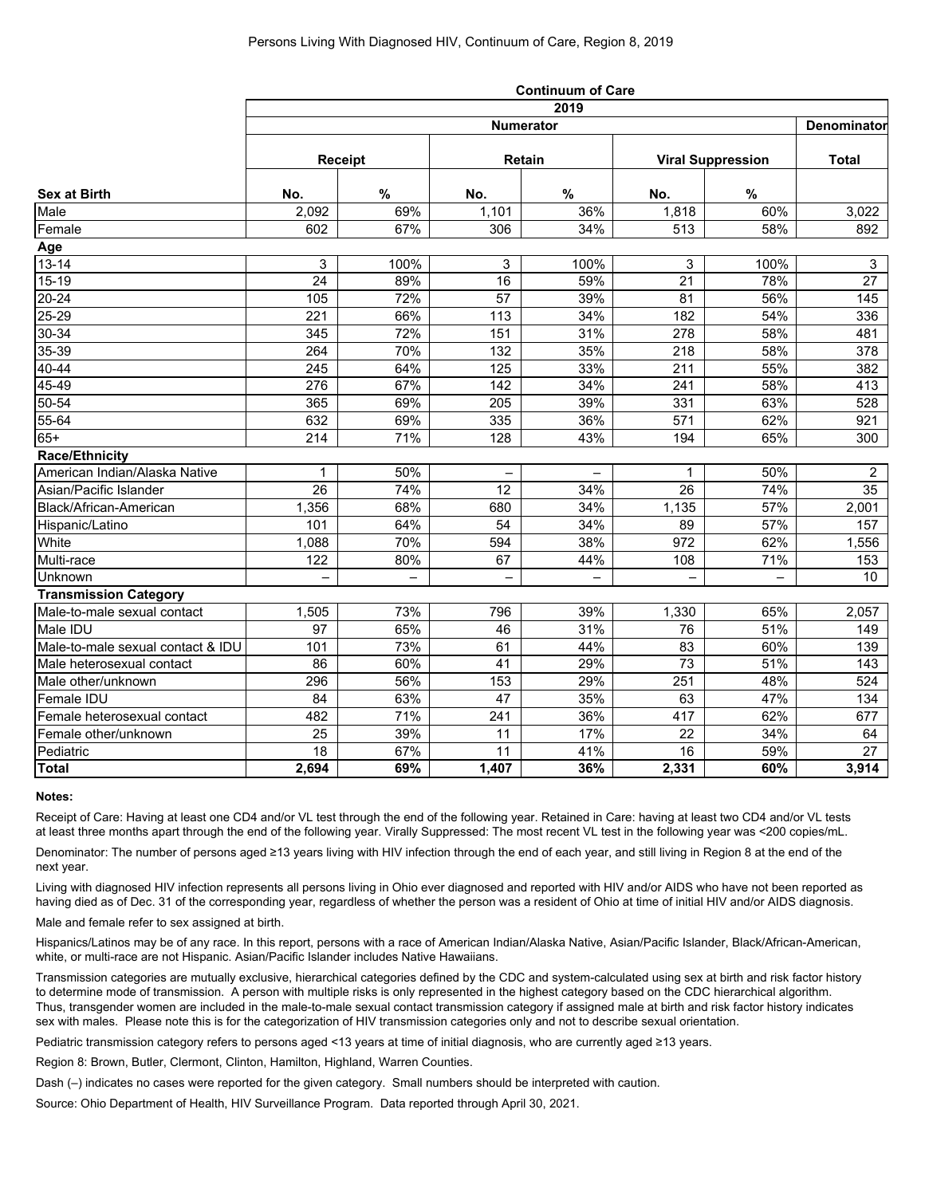Persons Living With Diagnosed HIV, Continuum of Care, Region 8, 2019

| | Continuum of Care | | | | | | |
|---|---|---|---|---|---|---|---|
| | 2019 | | | | | | |
| | Numerator | | | | | | Denominator |
| | Receipt | | Retain | | Viral Suppression | | Total |
| **Sex at Birth** | No. | % | No. | % | No. | % | |
| Male | 2,092 | 69% | 1,101 | 36% | 1,818 | 60% | 3,022 |
| Female | 602 | 67% | 306 | 34% | 513 | 58% | 892 |
| **Age** | | | | | | | |
| 13-14 | 3 | 100% | 3 | 100% | 3 | 100% | 3 |
| 15-19 | 24 | 89% | 16 | 59% | 21 | 78% | 27 |
| 20-24 | 105 | 72% | 57 | 39% | 81 | 56% | 145 |
| 25-29 | 221 | 66% | 113 | 34% | 182 | 54% | 336 |
| 30-34 | 345 | 72% | 151 | 31% | 278 | 58% | 481 |
| 35-39 | 264 | 70% | 132 | 35% | 218 | 58% | 378 |
| 40-44 | 245 | 64% | 125 | 33% | 211 | 55% | 382 |
| 45-49 | 276 | 67% | 142 | 34% | 241 | 58% | 413 |
| 50-54 | 365 | 69% | 205 | 39% | 331 | 63% | 528 |
| 55-64 | 632 | 69% | 335 | 36% | 571 | 62% | 921 |
| 65+ | 214 | 71% | 128 | 43% | 194 | 65% | 300 |
| **Race/Ethnicity** | | | | | | | |
| American Indian/Alaska Native | 1 | 50% | – | – | 1 | 50% | 2 |
| Asian/Pacific Islander | 26 | 74% | 12 | 34% | 26 | 74% | 35 |
| Black/African-American | 1,356 | 68% | 680 | 34% | 1,135 | 57% | 2,001 |
| Hispanic/Latino | 101 | 64% | 54 | 34% | 89 | 57% | 157 |
| White | 1,088 | 70% | 594 | 38% | 972 | 62% | 1,556 |
| Multi-race | 122 | 80% | 67 | 44% | 108 | 71% | 153 |
| Unknown | – | – | – | – | – | – | 10 |
| **Transmission Category** | | | | | | | |
| Male-to-male sexual contact | 1,505 | 73% | 796 | 39% | 1,330 | 65% | 2,057 |
| Male IDU | 97 | 65% | 46 | 31% | 76 | 51% | 149 |
| Male-to-male sexual contact & IDU | 101 | 73% | 61 | 44% | 83 | 60% | 139 |
| Male heterosexual contact | 86 | 60% | 41 | 29% | 73 | 51% | 143 |
| Male other/unknown | 296 | 56% | 153 | 29% | 251 | 48% | 524 |
| Female IDU | 84 | 63% | 47 | 35% | 63 | 47% | 134 |
| Female heterosexual contact | 482 | 71% | 241 | 36% | 417 | 62% | 677 |
| Female other/unknown | 25 | 39% | 11 | 17% | 22 | 34% | 64 |
| Pediatric | 18 | 67% | 11 | 41% | 16 | 59% | 27 |
| **Total** | **2,694** | **69%** | **1,407** | **36%** | **2,331** | **60%** | **3,914** |

**Notes:**

Receipt of Care: Having at least one CD4 and/or VL test through the end of the following year. Retained in Care: having at least two CD4 and/or VL tests at least three months apart through the end of the following year. Virally Suppressed: The most recent VL test in the following year was <200 copies/mL.

Denominator: The number of persons aged ≥13 years living with HIV infection through the end of each year, and still living in Region 8 at the end of the next year.

Living with diagnosed HIV infection represents all persons living in Ohio ever diagnosed and reported with HIV and/or AIDS who have not been reported as having died as of Dec. 31 of the corresponding year, regardless of whether the person was a resident of Ohio at time of initial HIV and/or AIDS diagnosis.

Male and female refer to sex assigned at birth.

Hispanics/Latinos may be of any race. In this report, persons with a race of American Indian/Alaska Native, Asian/Pacific Islander, Black/African-American, white, or multi-race are not Hispanic. Asian/Pacific Islander includes Native Hawaiians.

Transmission categories are mutually exclusive, hierarchical categories defined by the CDC and system-calculated using sex at birth and risk factor history to determine mode of transmission. A person with multiple risks is only represented in the highest category based on the CDC hierarchical algorithm. Thus, transgender women are included in the male-to-male sexual contact transmission category if assigned male at birth and risk factor history indicates sex with males. Please note this is for the categorization of HIV transmission categories only and not to describe sexual orientation.

Pediatric transmission category refers to persons aged <13 years at time of initial diagnosis, who are currently aged ≥13 years.

Region 8: Brown, Butler, Clermont, Clinton, Hamilton, Highland, Warren Counties.

Dash (–) indicates no cases were reported for the given category. Small numbers should be interpreted with caution.

Source: Ohio Department of Health, HIV Surveillance Program. Data reported through April 30, 2021.